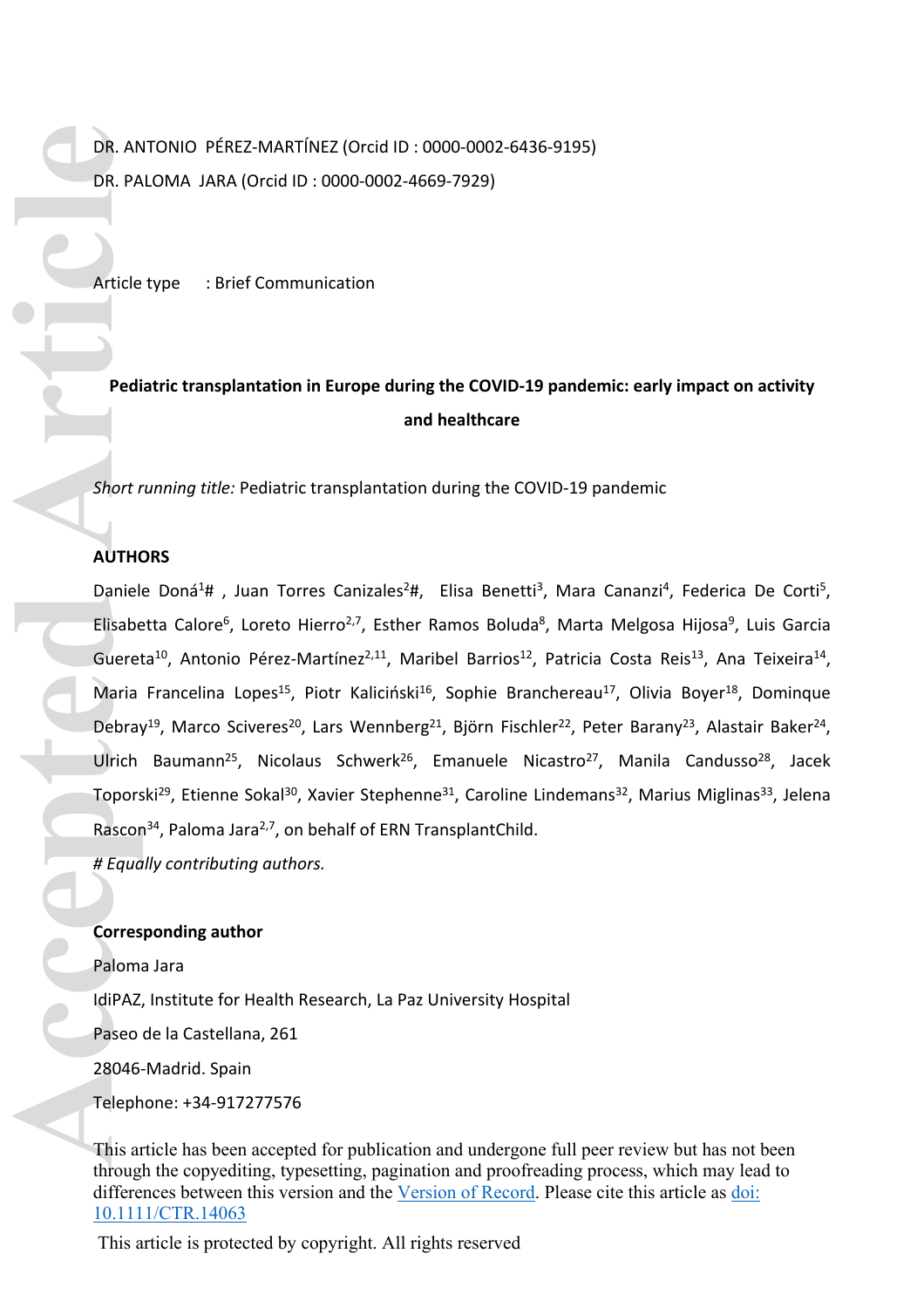DR. ANTONIO PÉREZ-MARTÍNEZ (Orcid ID : 0000-0002-6436-9195)

DR. PALOMA JARA (Orcid ID : 0000-0002-4669-7929)

Article type : Brief Communication

**Pediatric transplantation in Europe during the COVID-19 pandemic: early impact on activity and healthcare**

*Short running title:* Pediatric transplantation during the COVID-19 pandemic

**AUTHORS**

Daniele Doná[1]# , Juan Torres Canizales[2]#, Elisa Benetti[3], Mara Cananzi[4], Federica De Corti[5], Elisabetta Calore[6], Loreto Hierro[2,7], Esther Ramos Boluda[8], Marta Melgosa Hijosa[9], Luis Garcia Guereta[10], Antonio Pérez-Martínez[2,11], Maribel Barrios[12], Patricia Costa Reis[13], Ana Teixeira[14], Maria Francelina Lopes[15], Piotr Kaliciński[16], Sophie Branchereau[17], Olivia Boyer[18], Dominque Debray[19], Marco Sciveres[20], Lars Wennberg[21], Björn Fischler[22], Peter Barany[23], Alastair Baker[24], Ulrich Baumann[25], Nicolaus Schwerk[26], Emanuele Nicastro[27], Manila Candusso[28], Jacek Toporski[29], Etienne Sokal[30], Xavier Stephenne[31], Caroline Lindemans[32], Marius Miglinas[33], Jelena Rascon[34], Paloma Jara[2,7], on behalf of ERN TransplantChild.

*# Equally contributing authors.*

**Corresponding author**

Paloma Jara

IdiPAZ, Institute for Health Research, La Paz University Hospital

Paseo de la Castellana, 261

28046-Madrid. Spain

Telephone: +34-917277576

This article has been accepted for publication and undergone full peer review but has not been through the copyediting, typesetting, pagination and proofreading process, which may lead to differences between this version and the Version of Record. Please cite this article as doi: 10.1111/CTR.14063

This article is protected by copyright. All rights reserved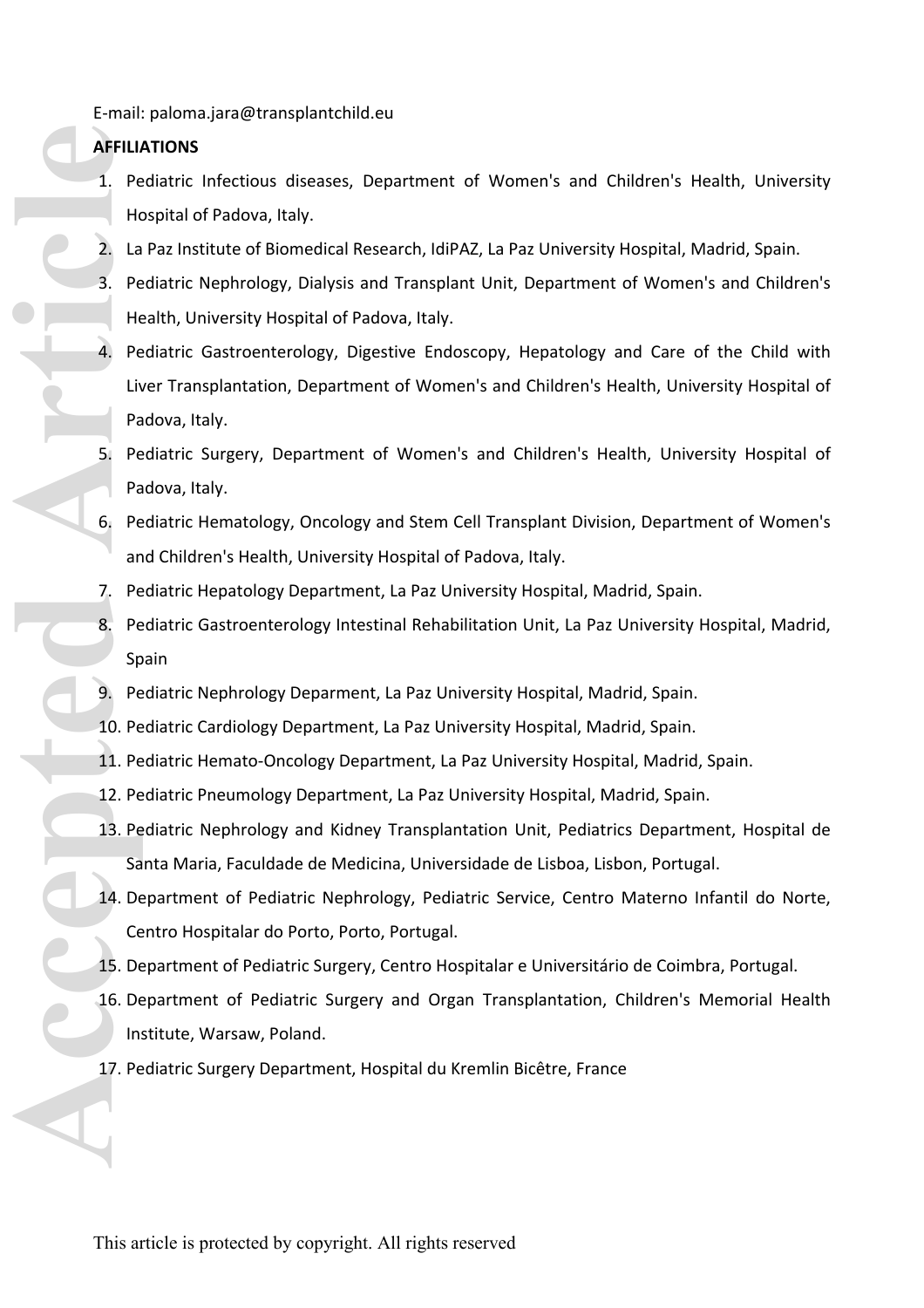E-mail: paloma.jara@transplantchild.eu

**AFFILIATIONS**

1. Pediatric Infectious diseases, Department of Women's and Children's Health, University Hospital of Padova, Italy.
2. La Paz Institute of Biomedical Research, IdiPAZ, La Paz University Hospital, Madrid, Spain.
3. Pediatric Nephrology, Dialysis and Transplant Unit, Department of Women's and Children's Health, University Hospital of Padova, Italy.
4. Pediatric Gastroenterology, Digestive Endoscopy, Hepatology and Care of the Child with Liver Transplantation, Department of Women's and Children's Health, University Hospital of Padova, Italy.
5. Pediatric Surgery, Department of Women's and Children's Health, University Hospital of Padova, Italy.
6. Pediatric Hematology, Oncology and Stem Cell Transplant Division, Department of Women's and Children's Health, University Hospital of Padova, Italy.
7. Pediatric Hepatology Department, La Paz University Hospital, Madrid, Spain.
8. Pediatric Gastroenterology Intestinal Rehabilitation Unit, La Paz University Hospital, Madrid, Spain
9. Pediatric Nephrology Deparment, La Paz University Hospital, Madrid, Spain.
10. Pediatric Cardiology Department, La Paz University Hospital, Madrid, Spain.
11. Pediatric Hemato-Oncology Department, La Paz University Hospital, Madrid, Spain.
12. Pediatric Pneumology Department, La Paz University Hospital, Madrid, Spain.
13. Pediatric Nephrology and Kidney Transplantation Unit, Pediatrics Department, Hospital de Santa Maria, Faculdade de Medicina, Universidade de Lisboa, Lisbon, Portugal.
14. Department of Pediatric Nephrology, Pediatric Service, Centro Materno Infantil do Norte, Centro Hospitalar do Porto, Porto, Portugal.
15. Department of Pediatric Surgery, Centro Hospitalar e Universitário de Coimbra, Portugal.
16. Department of Pediatric Surgery and Organ Transplantation, Children's Memorial Health Institute, Warsaw, Poland.
17. Pediatric Surgery Department, Hospital du Kremlin Bicêtre, France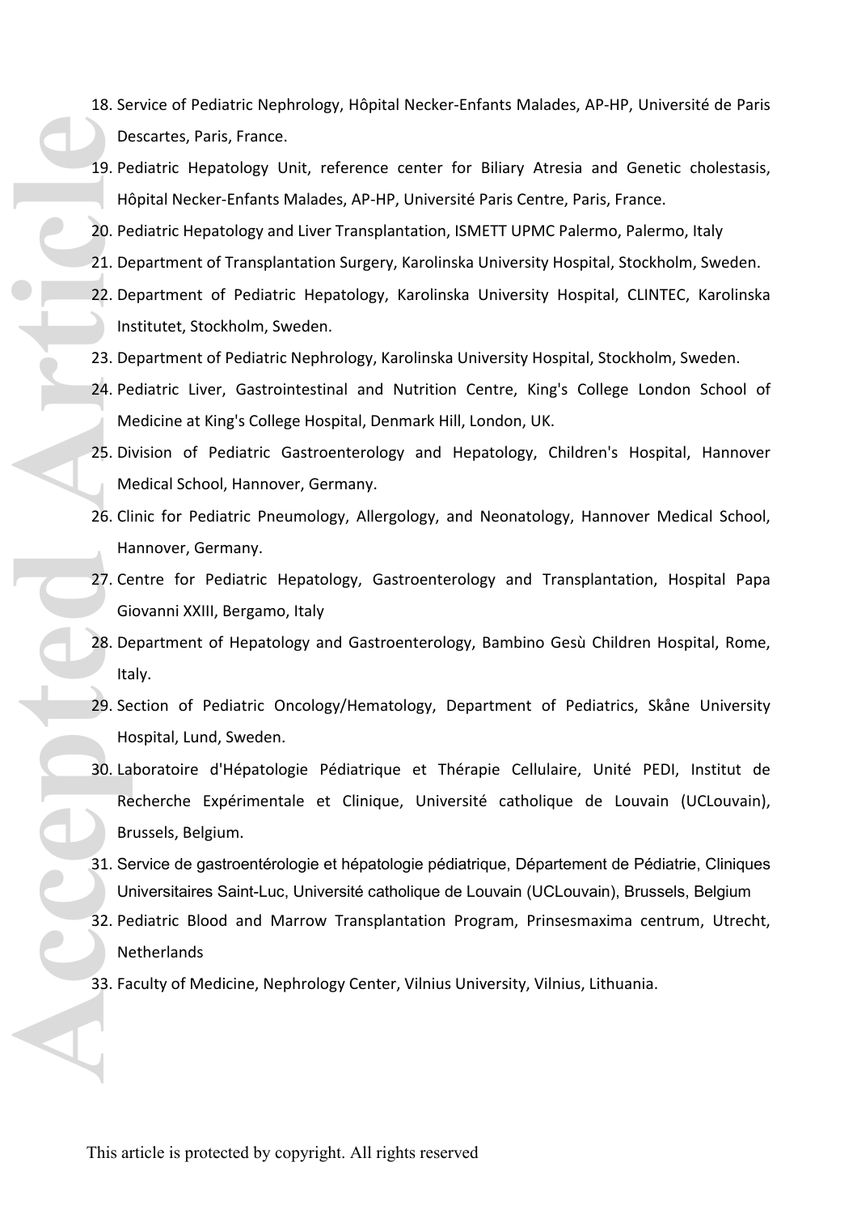18. Service of Pediatric Nephrology, Hôpital Necker-Enfants Malades, AP-HP, Université de Paris Descartes, Paris, France.
19. Pediatric Hepatology Unit, reference center for Biliary Atresia and Genetic cholestasis, Hôpital Necker-Enfants Malades, AP-HP, Université Paris Centre, Paris, France.
20. Pediatric Hepatology and Liver Transplantation, ISMETT UPMC Palermo, Palermo, Italy
21. Department of Transplantation Surgery, Karolinska University Hospital, Stockholm, Sweden.
22. Department of Pediatric Hepatology, Karolinska University Hospital, CLINTEC, Karolinska Institutet, Stockholm, Sweden.
23. Department of Pediatric Nephrology, Karolinska University Hospital, Stockholm, Sweden.
24. Pediatric Liver, Gastrointestinal and Nutrition Centre, King's College London School of Medicine at King's College Hospital, Denmark Hill, London, UK.
25. Division of Pediatric Gastroenterology and Hepatology, Children's Hospital, Hannover Medical School, Hannover, Germany.
26. Clinic for Pediatric Pneumology, Allergology, and Neonatology, Hannover Medical School, Hannover, Germany.
27. Centre for Pediatric Hepatology, Gastroenterology and Transplantation, Hospital Papa Giovanni XXIII, Bergamo, Italy
28. Department of Hepatology and Gastroenterology, Bambino Gesù Children Hospital, Rome, Italy.
29. Section of Pediatric Oncology/Hematology, Department of Pediatrics, Skåne University Hospital, Lund, Sweden.
30. Laboratoire d'Hépatologie Pédiatrique et Thérapie Cellulaire, Unité PEDI, Institut de Recherche Expérimentale et Clinique, Université catholique de Louvain (UCLouvain), Brussels, Belgium.
31. Service de gastroentérologie et hépatologie pédiatrique, Département de Pédiatrie, Cliniques Universitaires Saint-Luc, Université catholique de Louvain (UCLouvain), Brussels, Belgium
32. Pediatric Blood and Marrow Transplantation Program, Prinsesmaxima centrum, Utrecht, Netherlands
33. Faculty of Medicine, Nephrology Center, Vilnius University, Vilnius, Lithuania.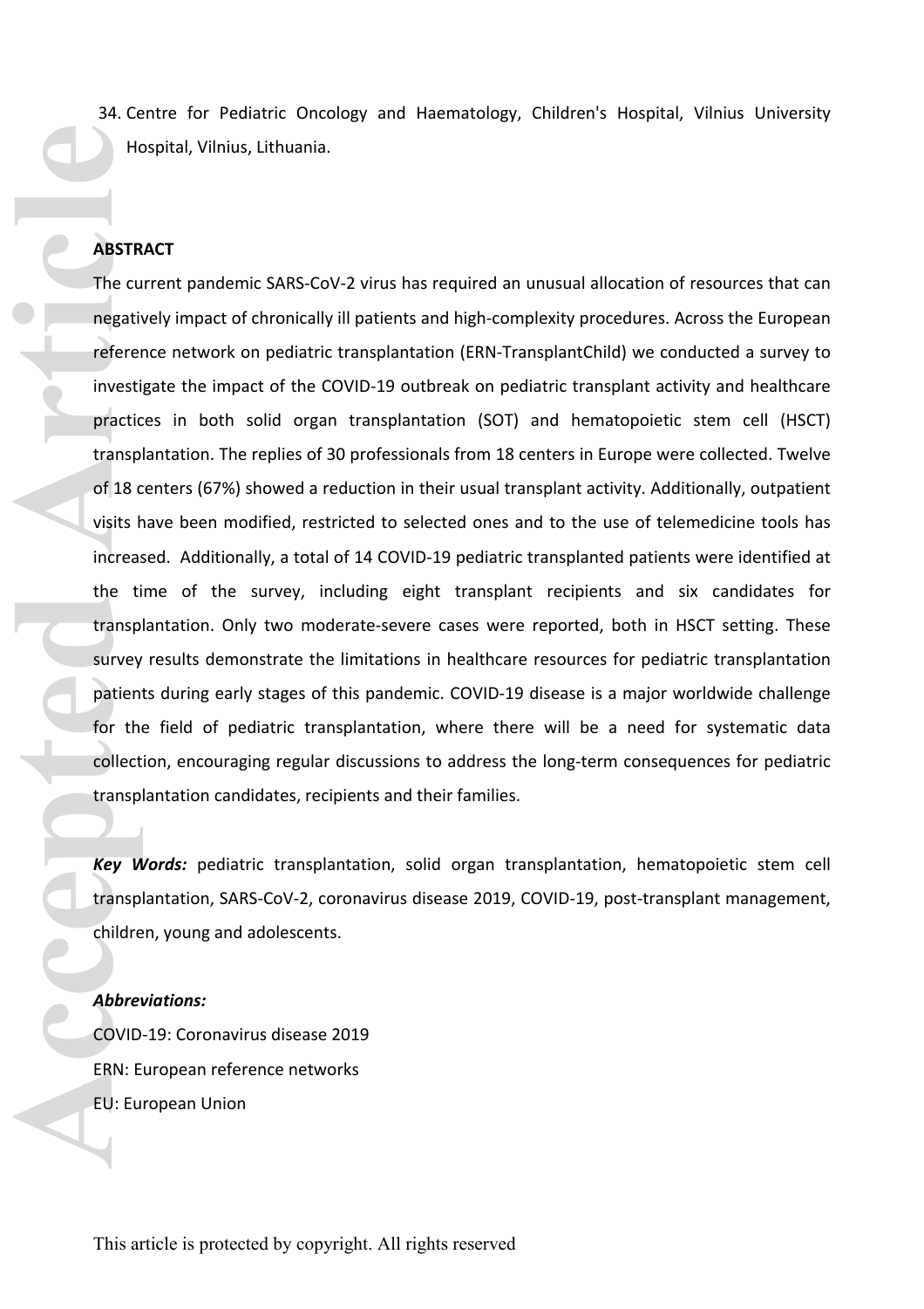34. Centre for Pediatric Oncology and Haematology, Children's Hospital, Vilnius University Hospital, Vilnius, Lithuania.

**ABSTRACT**

The current pandemic SARS-CoV-2 virus has required an unusual allocation of resources that can negatively impact of chronically ill patients and high-complexity procedures. Across the European reference network on pediatric transplantation (ERN-TransplantChild) we conducted a survey to investigate the impact of the COVID-19 outbreak on pediatric transplant activity and healthcare practices in both solid organ transplantation (SOT) and hematopoietic stem cell (HSCT) transplantation. The replies of 30 professionals from 18 centers in Europe were collected. Twelve of 18 centers (67%) showed a reduction in their usual transplant activity. Additionally, outpatient visits have been modified, restricted to selected ones and to the use of telemedicine tools has increased. Additionally, a total of 14 COVID-19 pediatric transplanted patients were identified at the time of the survey, including eight transplant recipients and six candidates for transplantation. Only two moderate-severe cases were reported, both in HSCT setting. These survey results demonstrate the limitations in healthcare resources for pediatric transplantation patients during early stages of this pandemic. COVID-19 disease is a major worldwide challenge for the field of pediatric transplantation, where there will be a need for systematic data collection, encouraging regular discussions to address the long-term consequences for pediatric transplantation candidates, recipients and their families.

***Key Words:*** pediatric transplantation, solid organ transplantation, hematopoietic stem cell transplantation, SARS-CoV-2, coronavirus disease 2019, COVID-19, post-transplant management, children, young and adolescents.

***Abbreviations:***

COVID-19: Coronavirus disease 2019

ERN: European reference networks

EU: European Union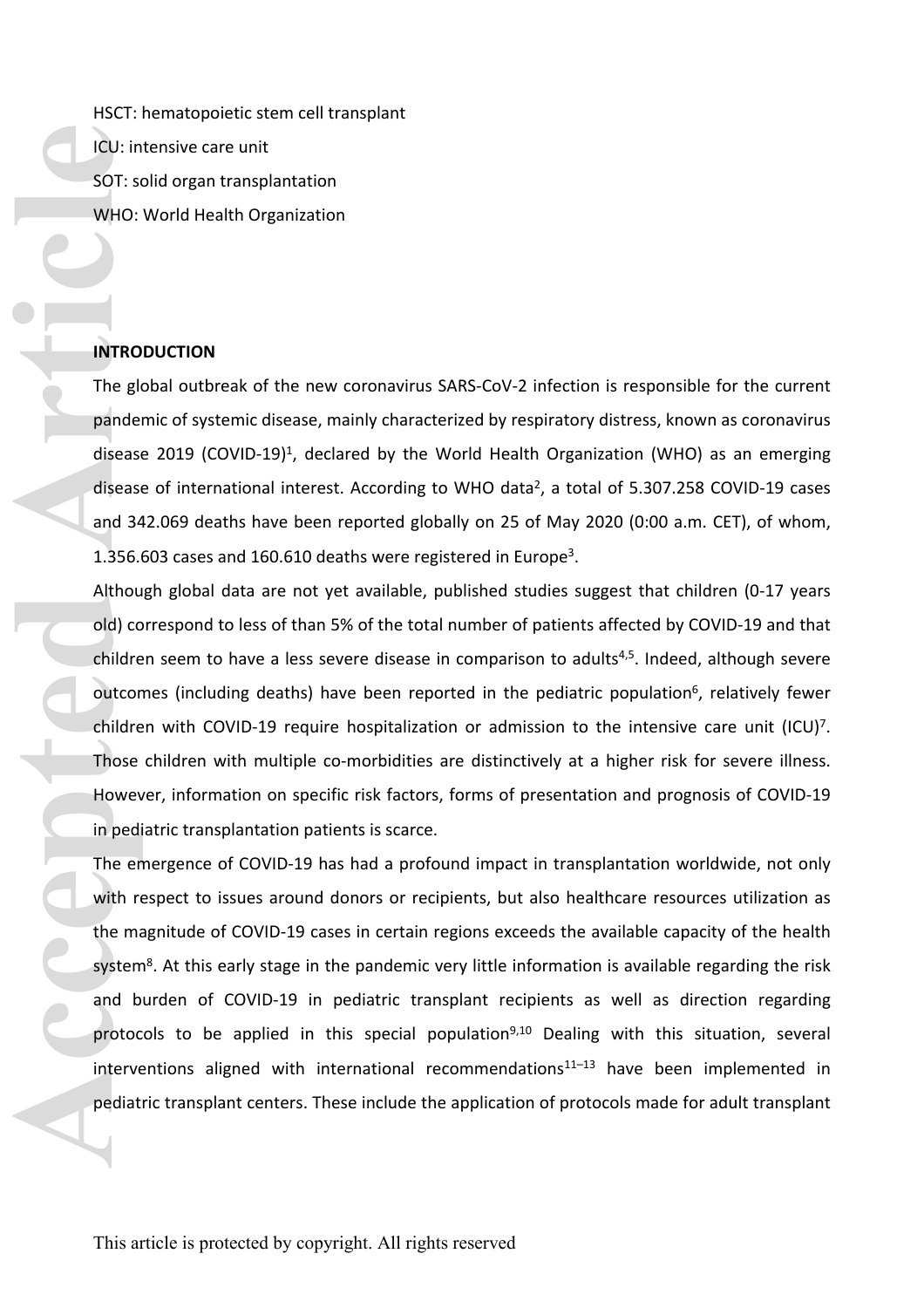HSCT: hematopoietic stem cell transplant

ICU: intensive care unit

SOT: solid organ transplantation

WHO: World Health Organization

## INTRODUCTION

The global outbreak of the new coronavirus SARS-CoV-2 infection is responsible for the current pandemic of systemic disease, mainly characterized by respiratory distress, known as coronavirus disease 2019 (COVID-19)[1], declared by the World Health Organization (WHO) as an emerging disease of international interest. According to WHO data[2], a total of 5.307.258 COVID-19 cases and 342.069 deaths have been reported globally on 25 of May 2020 (0:00 a.m. CET), of whom, 1.356.603 cases and 160.610 deaths were registered in Europe[3].

Although global data are not yet available, published studies suggest that children (0-17 years old) correspond to less of than 5% of the total number of patients affected by COVID-19 and that children seem to have a less severe disease in comparison to adults[4,5]. Indeed, although severe outcomes (including deaths) have been reported in the pediatric population[6], relatively fewer children with COVID-19 require hospitalization or admission to the intensive care unit (ICU)[7]. Those children with multiple co-morbidities are distinctively at a higher risk for severe illness. However, information on specific risk factors, forms of presentation and prognosis of COVID-19 in pediatric transplantation patients is scarce.

The emergence of COVID-19 has had a profound impact in transplantation worldwide, not only with respect to issues around donors or recipients, but also healthcare resources utilization as the magnitude of COVID-19 cases in certain regions exceeds the available capacity of the health system[8]. At this early stage in the pandemic very little information is available regarding the risk and burden of COVID-19 in pediatric transplant recipients as well as direction regarding protocols to be applied in this special population[9,10] Dealing with this situation, several interventions aligned with international recommendations[11–13] have been implemented in pediatric transplant centers. These include the application of protocols made for adult transplant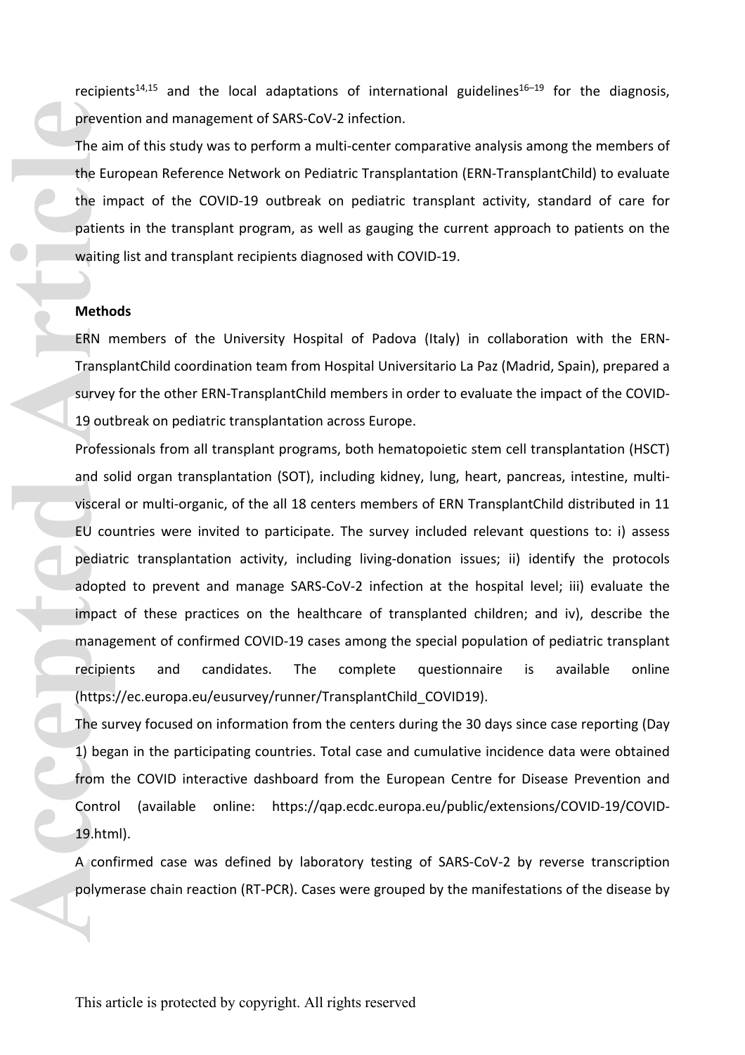recipients[14,15] and the local adaptations of international guidelines[16–19] for the diagnosis, prevention and management of SARS-CoV-2 infection.

The aim of this study was to perform a multi-center comparative analysis among the members of the European Reference Network on Pediatric Transplantation (ERN-TransplantChild) to evaluate the impact of the COVID-19 outbreak on pediatric transplant activity, standard of care for patients in the transplant program, as well as gauging the current approach to patients on the waiting list and transplant recipients diagnosed with COVID-19.

## Methods

ERN members of the University Hospital of Padova (Italy) in collaboration with the ERN-TransplantChild coordination team from Hospital Universitario La Paz (Madrid, Spain), prepared a survey for the other ERN-TransplantChild members in order to evaluate the impact of the COVID-19 outbreak on pediatric transplantation across Europe.

Professionals from all transplant programs, both hematopoietic stem cell transplantation (HSCT) and solid organ transplantation (SOT), including kidney, lung, heart, pancreas, intestine, multi-visceral or multi-organic, of the all 18 centers members of ERN TransplantChild distributed in 11 EU countries were invited to participate. The survey included relevant questions to: i) assess pediatric transplantation activity, including living-donation issues; ii) identify the protocols adopted to prevent and manage SARS-CoV-2 infection at the hospital level; iii) evaluate the impact of these practices on the healthcare of transplanted children; and iv), describe the management of confirmed COVID-19 cases among the special population of pediatric transplant recipients and candidates. The complete questionnaire is available online (https://ec.europa.eu/eusurvey/runner/TransplantChild_COVID19).

The survey focused on information from the centers during the 30 days since case reporting (Day 1) began in the participating countries. Total case and cumulative incidence data were obtained from the COVID interactive dashboard from the European Centre for Disease Prevention and Control (available online: https://qap.ecdc.europa.eu/public/extensions/COVID-19/COVID-19.html).

A confirmed case was defined by laboratory testing of SARS-CoV-2 by reverse transcription polymerase chain reaction (RT-PCR). Cases were grouped by the manifestations of the disease by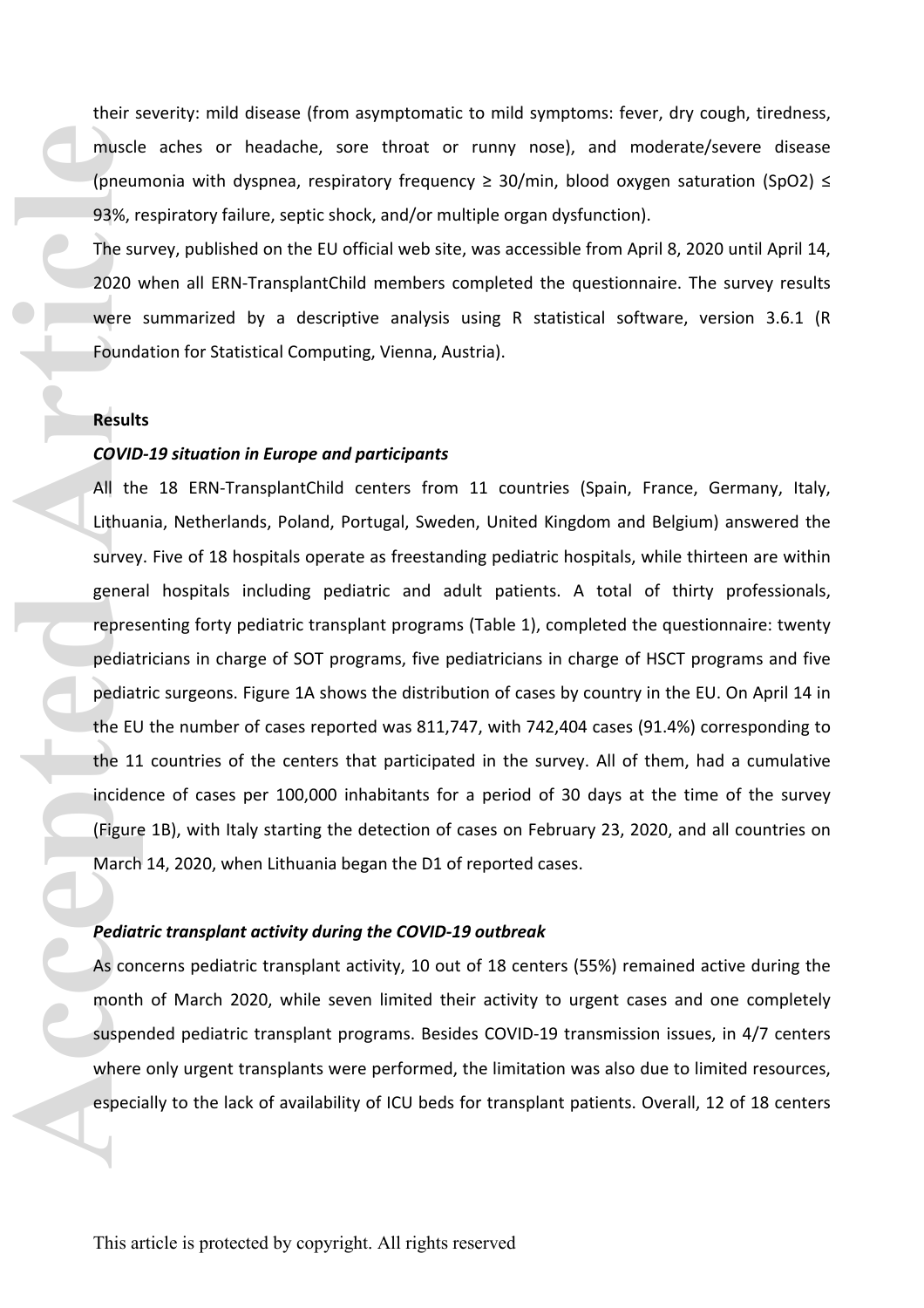their severity: mild disease (from asymptomatic to mild symptoms: fever, dry cough, tiredness, muscle aches or headache, sore throat or runny nose), and moderate/severe disease (pneumonia with dyspnea, respiratory frequency ≥ 30/min, blood oxygen saturation (SpO2) ≤ 93%, respiratory failure, septic shock, and/or multiple organ dysfunction).

The survey, published on the EU official web site, was accessible from April 8, 2020 until April 14, 2020 when all ERN-TransplantChild members completed the questionnaire. The survey results were summarized by a descriptive analysis using R statistical software, version 3.6.1 (R Foundation for Statistical Computing, Vienna, Austria).

## Results

### *COVID-19 situation in Europe and participants*

All the 18 ERN-TransplantChild centers from 11 countries (Spain, France, Germany, Italy, Lithuania, Netherlands, Poland, Portugal, Sweden, United Kingdom and Belgium) answered the survey. Five of 18 hospitals operate as freestanding pediatric hospitals, while thirteen are within general hospitals including pediatric and adult patients. A total of thirty professionals, representing forty pediatric transplant programs (Table 1), completed the questionnaire: twenty pediatricians in charge of SOT programs, five pediatricians in charge of HSCT programs and five pediatric surgeons. Figure 1A shows the distribution of cases by country in the EU. On April 14 in the EU the number of cases reported was 811,747, with 742,404 cases (91.4%) corresponding to the 11 countries of the centers that participated in the survey. All of them, had a cumulative incidence of cases per 100,000 inhabitants for a period of 30 days at the time of the survey (Figure 1B), with Italy starting the detection of cases on February 23, 2020, and all countries on March 14, 2020, when Lithuania began the D1 of reported cases.

### *Pediatric transplant activity during the COVID-19 outbreak*

As concerns pediatric transplant activity, 10 out of 18 centers (55%) remained active during the month of March 2020, while seven limited their activity to urgent cases and one completely suspended pediatric transplant programs. Besides COVID-19 transmission issues, in 4/7 centers where only urgent transplants were performed, the limitation was also due to limited resources, especially to the lack of availability of ICU beds for transplant patients. Overall, 12 of 18 centers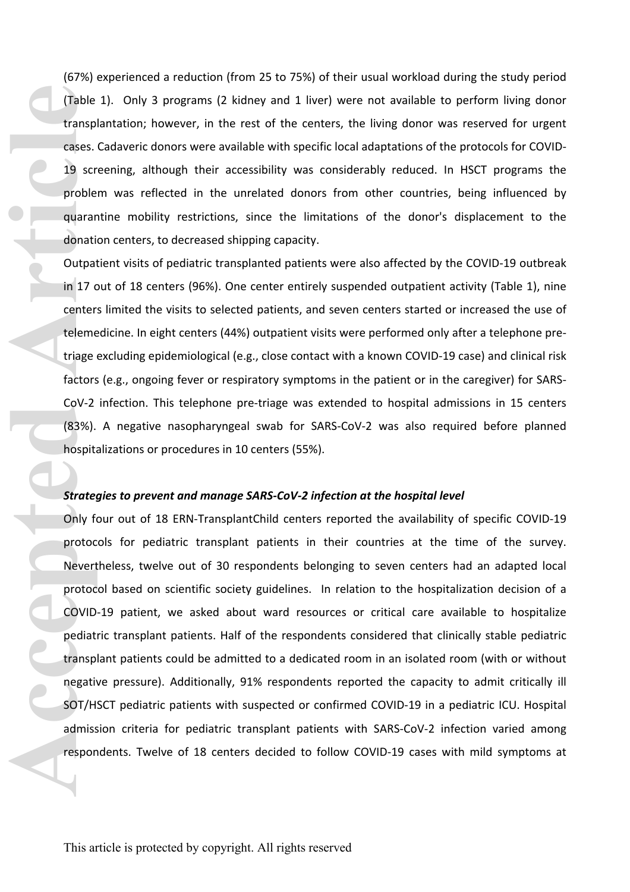(67%) experienced a reduction (from 25 to 75%) of their usual workload during the study period (Table 1). Only 3 programs (2 kidney and 1 liver) were not available to perform living donor transplantation; however, in the rest of the centers, the living donor was reserved for urgent cases. Cadaveric donors were available with specific local adaptations of the protocols for COVID-19 screening, although their accessibility was considerably reduced. In HSCT programs the problem was reflected in the unrelated donors from other countries, being influenced by quarantine mobility restrictions, since the limitations of the donor's displacement to the donation centers, to decreased shipping capacity.

Outpatient visits of pediatric transplanted patients were also affected by the COVID-19 outbreak in 17 out of 18 centers (96%). One center entirely suspended outpatient activity (Table 1), nine centers limited the visits to selected patients, and seven centers started or increased the use of telemedicine. In eight centers (44%) outpatient visits were performed only after a telephone pre-triage excluding epidemiological (e.g., close contact with a known COVID-19 case) and clinical risk factors (e.g., ongoing fever or respiratory symptoms in the patient or in the caregiver) for SARS-CoV-2 infection. This telephone pre-triage was extended to hospital admissions in 15 centers (83%). A negative nasopharyngeal swab for SARS-CoV-2 was also required before planned hospitalizations or procedures in 10 centers (55%).

***Strategies to prevent and manage SARS-CoV-2 infection at the hospital level***

Only four out of 18 ERN-TransplantChild centers reported the availability of specific COVID-19 protocols for pediatric transplant patients in their countries at the time of the survey. Nevertheless, twelve out of 30 respondents belonging to seven centers had an adapted local protocol based on scientific society guidelines. In relation to the hospitalization decision of a COVID-19 patient, we asked about ward resources or critical care available to hospitalize pediatric transplant patients. Half of the respondents considered that clinically stable pediatric transplant patients could be admitted to a dedicated room in an isolated room (with or without negative pressure). Additionally, 91% respondents reported the capacity to admit critically ill SOT/HSCT pediatric patients with suspected or confirmed COVID-19 in a pediatric ICU. Hospital admission criteria for pediatric transplant patients with SARS-CoV-2 infection varied among respondents. Twelve of 18 centers decided to follow COVID-19 cases with mild symptoms at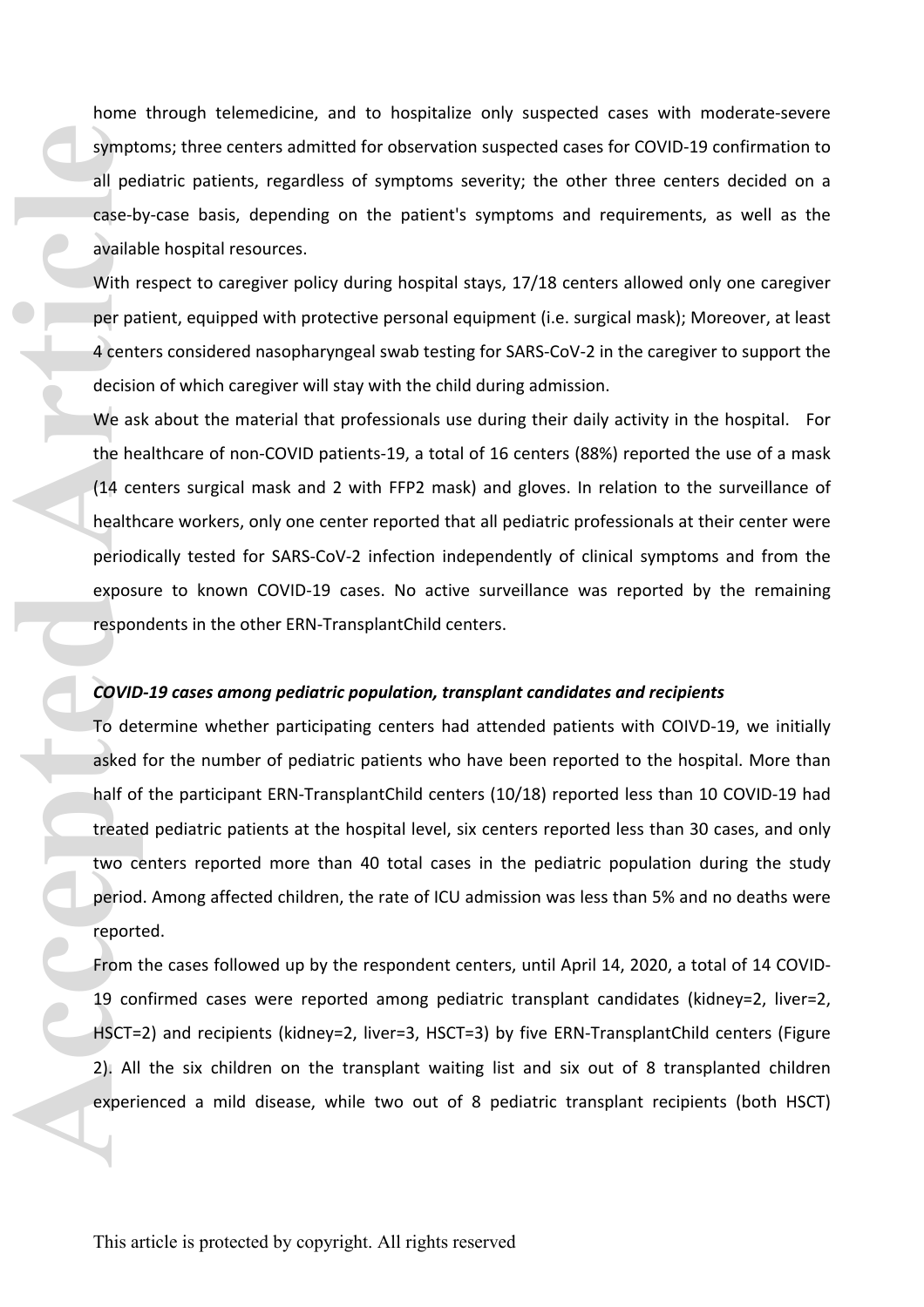home through telemedicine, and to hospitalize only suspected cases with moderate-severe symptoms; three centers admitted for observation suspected cases for COVID-19 confirmation to all pediatric patients, regardless of symptoms severity; the other three centers decided on a case-by-case basis, depending on the patient's symptoms and requirements, as well as the available hospital resources.

With respect to caregiver policy during hospital stays, 17/18 centers allowed only one caregiver per patient, equipped with protective personal equipment (i.e. surgical mask); Moreover, at least 4 centers considered nasopharyngeal swab testing for SARS-CoV-2 in the caregiver to support the decision of which caregiver will stay with the child during admission.

We ask about the material that professionals use during their daily activity in the hospital. For the healthcare of non-COVID patients-19, a total of 16 centers (88%) reported the use of a mask (14 centers surgical mask and 2 with FFP2 mask) and gloves. In relation to the surveillance of healthcare workers, only one center reported that all pediatric professionals at their center were periodically tested for SARS-CoV-2 infection independently of clinical symptoms and from the exposure to known COVID-19 cases. No active surveillance was reported by the remaining respondents in the other ERN-TransplantChild centers.

***COVID-19 cases among pediatric population, transplant candidates and recipients***

To determine whether participating centers had attended patients with COIVD-19, we initially asked for the number of pediatric patients who have been reported to the hospital. More than half of the participant ERN-TransplantChild centers (10/18) reported less than 10 COVID-19 had treated pediatric patients at the hospital level, six centers reported less than 30 cases, and only two centers reported more than 40 total cases in the pediatric population during the study period. Among affected children, the rate of ICU admission was less than 5% and no deaths were reported.

From the cases followed up by the respondent centers, until April 14, 2020, a total of 14 COVID-19 confirmed cases were reported among pediatric transplant candidates (kidney=2, liver=2, HSCT=2) and recipients (kidney=2, liver=3, HSCT=3) by five ERN-TransplantChild centers (Figure 2). All the six children on the transplant waiting list and six out of 8 transplanted children experienced a mild disease, while two out of 8 pediatric transplant recipients (both HSCT)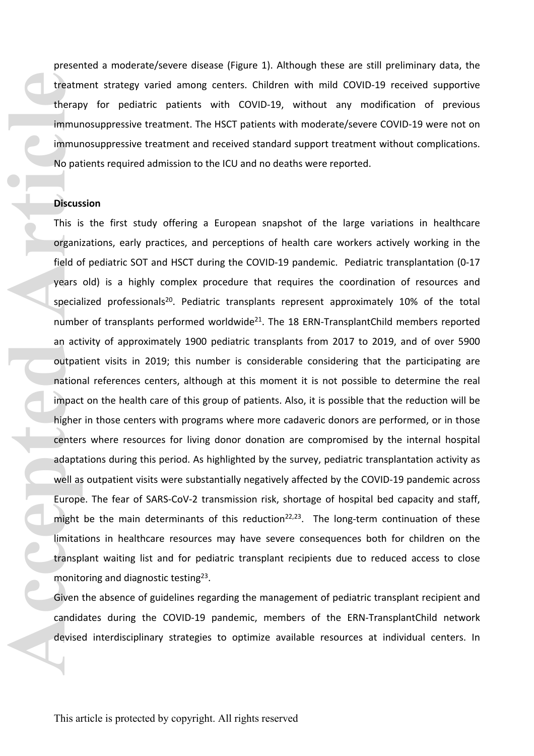presented a moderate/severe disease (Figure 1). Although these are still preliminary data, the treatment strategy varied among centers. Children with mild COVID-19 received supportive therapy for pediatric patients with COVID-19, without any modification of previous immunosuppressive treatment. The HSCT patients with moderate/severe COVID-19 were not on immunosuppressive treatment and received standard support treatment without complications. No patients required admission to the ICU and no deaths were reported.

## Discussion

This is the first study offering a European snapshot of the large variations in healthcare organizations, early practices, and perceptions of health care workers actively working in the field of pediatric SOT and HSCT during the COVID-19 pandemic. Pediatric transplantation (0-17 years old) is a highly complex procedure that requires the coordination of resources and specialized professionals[20]. Pediatric transplants represent approximately 10% of the total number of transplants performed worldwide[21]. The 18 ERN-TransplantChild members reported an activity of approximately 1900 pediatric transplants from 2017 to 2019, and of over 5900 outpatient visits in 2019; this number is considerable considering that the participating are national references centers, although at this moment it is not possible to determine the real impact on the health care of this group of patients. Also, it is possible that the reduction will be higher in those centers with programs where more cadaveric donors are performed, or in those centers where resources for living donor donation are compromised by the internal hospital adaptations during this period. As highlighted by the survey, pediatric transplantation activity as well as outpatient visits were substantially negatively affected by the COVID-19 pandemic across Europe. The fear of SARS-CoV-2 transmission risk, shortage of hospital bed capacity and staff, might be the main determinants of this reduction[22,23]. The long-term continuation of these limitations in healthcare resources may have severe consequences both for children on the transplant waiting list and for pediatric transplant recipients due to reduced access to close monitoring and diagnostic testing[23].

Given the absence of guidelines regarding the management of pediatric transplant recipient and candidates during the COVID-19 pandemic, members of the ERN-TransplantChild network devised interdisciplinary strategies to optimize available resources at individual centers. In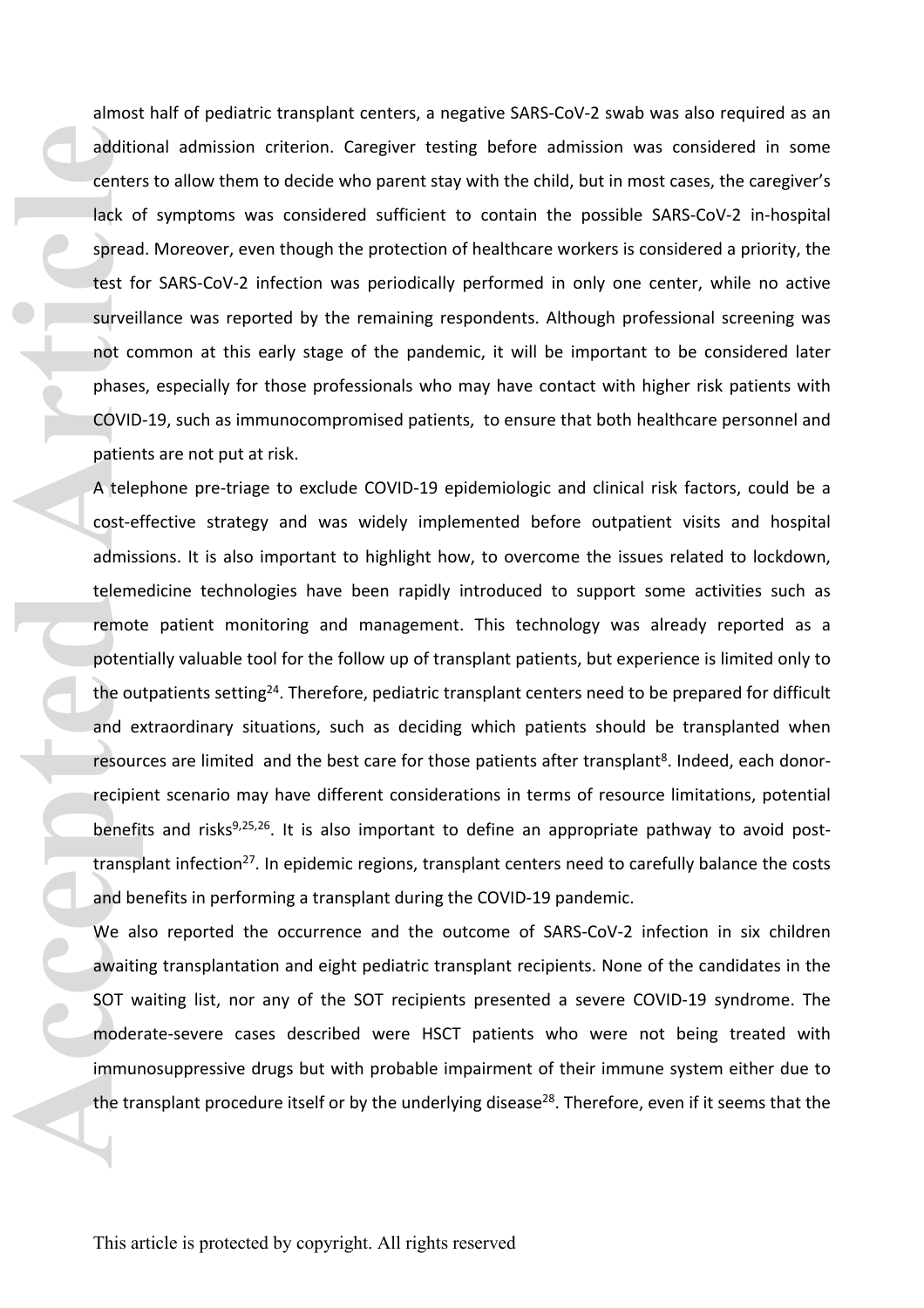almost half of pediatric transplant centers, a negative SARS-CoV-2 swab was also required as an additional admission criterion. Caregiver testing before admission was considered in some centers to allow them to decide who parent stay with the child, but in most cases, the caregiver's lack of symptoms was considered sufficient to contain the possible SARS-CoV-2 in-hospital spread. Moreover, even though the protection of healthcare workers is considered a priority, the test for SARS-CoV-2 infection was periodically performed in only one center, while no active surveillance was reported by the remaining respondents. Although professional screening was not common at this early stage of the pandemic, it will be important to be considered later phases, especially for those professionals who may have contact with higher risk patients with COVID-19, such as immunocompromised patients, to ensure that both healthcare personnel and patients are not put at risk.

A telephone pre-triage to exclude COVID-19 epidemiologic and clinical risk factors, could be a cost-effective strategy and was widely implemented before outpatient visits and hospital admissions. It is also important to highlight how, to overcome the issues related to lockdown, telemedicine technologies have been rapidly introduced to support some activities such as remote patient monitoring and management. This technology was already reported as a potentially valuable tool for the follow up of transplant patients, but experience is limited only to the outpatients setting[24]. Therefore, pediatric transplant centers need to be prepared for difficult and extraordinary situations, such as deciding which patients should be transplanted when resources are limited and the best care for those patients after transplant[8]. Indeed, each donor-recipient scenario may have different considerations in terms of resource limitations, potential benefits and risks[9,25,26]. It is also important to define an appropriate pathway to avoid post-transplant infection[27]. In epidemic regions, transplant centers need to carefully balance the costs and benefits in performing a transplant during the COVID-19 pandemic.

We also reported the occurrence and the outcome of SARS-CoV-2 infection in six children awaiting transplantation and eight pediatric transplant recipients. None of the candidates in the SOT waiting list, nor any of the SOT recipients presented a severe COVID-19 syndrome. The moderate-severe cases described were HSCT patients who were not being treated with immunosuppressive drugs but with probable impairment of their immune system either due to the transplant procedure itself or by the underlying disease[28]. Therefore, even if it seems that the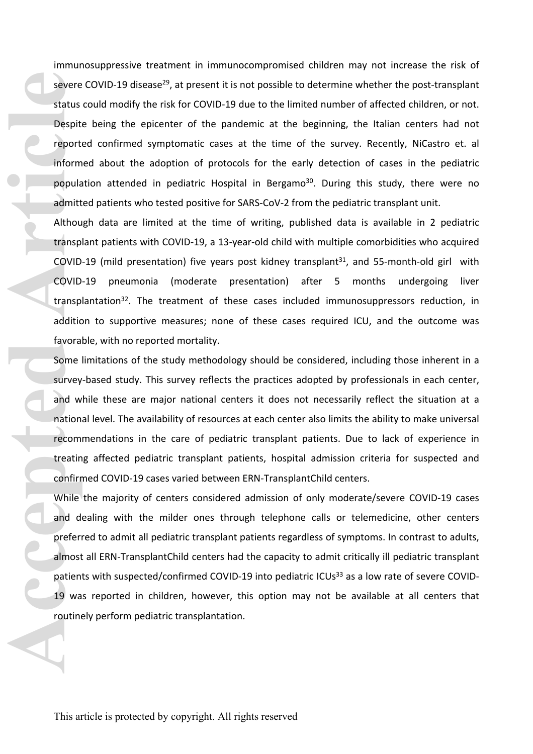immunosuppressive treatment in immunocompromised children may not increase the risk of severe COVID-19 disease[29], at present it is not possible to determine whether the post-transplant status could modify the risk for COVID-19 due to the limited number of affected children, or not. Despite being the epicenter of the pandemic at the beginning, the Italian centers had not reported confirmed symptomatic cases at the time of the survey. Recently, NiCastro et. al informed about the adoption of protocols for the early detection of cases in the pediatric population attended in pediatric Hospital in Bergamo[30]. During this study, there were no admitted patients who tested positive for SARS-CoV-2 from the pediatric transplant unit.

Although data are limited at the time of writing, published data is available in 2 pediatric transplant patients with COVID-19, a 13-year-old child with multiple comorbidities who acquired COVID-19 (mild presentation) five years post kidney transplant[31], and 55-month-old girl with COVID-19 pneumonia (moderate presentation) after 5 months undergoing liver transplantation[32]. The treatment of these cases included immunosuppressors reduction, in addition to supportive measures; none of these cases required ICU, and the outcome was favorable, with no reported mortality.

Some limitations of the study methodology should be considered, including those inherent in a survey-based study. This survey reflects the practices adopted by professionals in each center, and while these are major national centers it does not necessarily reflect the situation at a national level. The availability of resources at each center also limits the ability to make universal recommendations in the care of pediatric transplant patients. Due to lack of experience in treating affected pediatric transplant patients, hospital admission criteria for suspected and confirmed COVID-19 cases varied between ERN-TransplantChild centers.

While the majority of centers considered admission of only moderate/severe COVID-19 cases and dealing with the milder ones through telephone calls or telemedicine, other centers preferred to admit all pediatric transplant patients regardless of symptoms. In contrast to adults, almost all ERN-TransplantChild centers had the capacity to admit critically ill pediatric transplant patients with suspected/confirmed COVID-19 into pediatric ICUs[33] as a low rate of severe COVID-19 was reported in children, however, this option may not be available at all centers that routinely perform pediatric transplantation.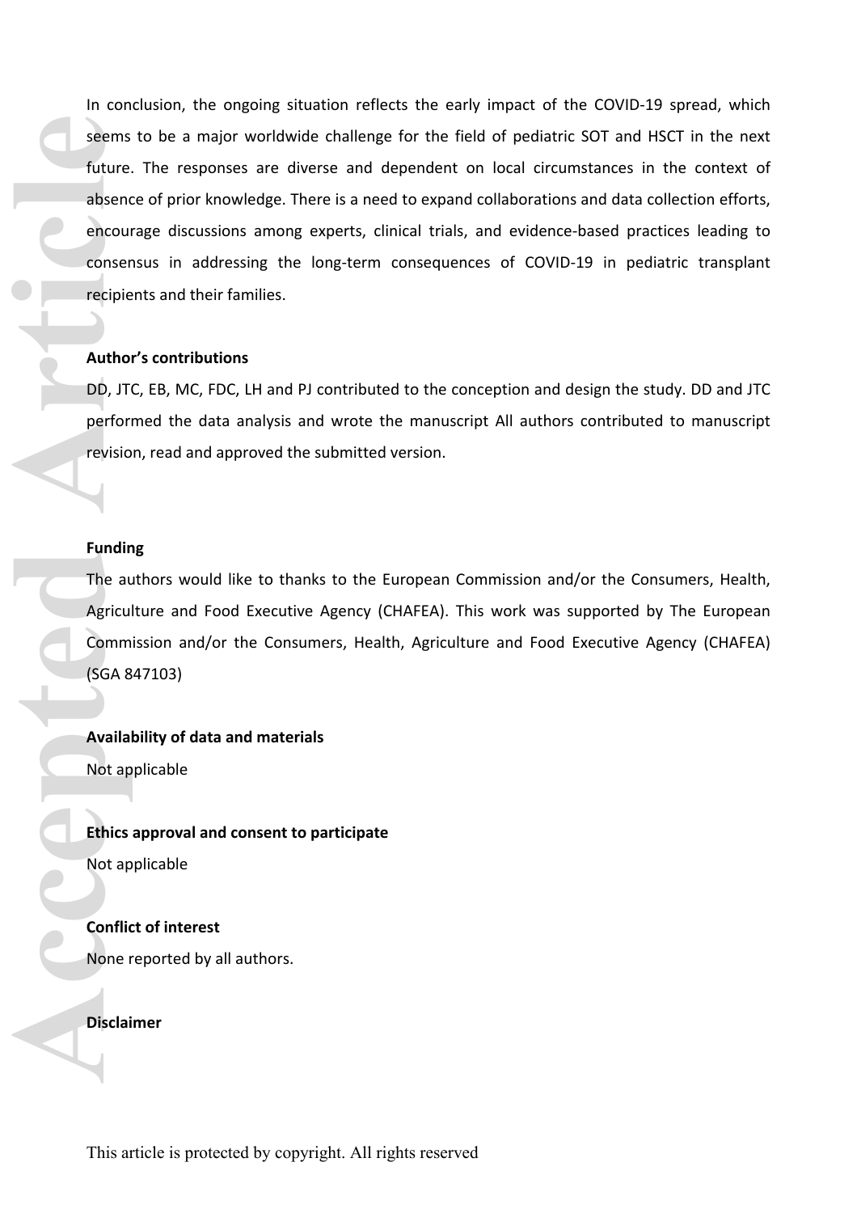In conclusion, the ongoing situation reflects the early impact of the COVID-19 spread, which seems to be a major worldwide challenge for the field of pediatric SOT and HSCT in the next future. The responses are diverse and dependent on local circumstances in the context of absence of prior knowledge. There is a need to expand collaborations and data collection efforts, encourage discussions among experts, clinical trials, and evidence-based practices leading to consensus in addressing the long-term consequences of COVID-19 in pediatric transplant recipients and their families.

**Author's contributions**

DD, JTC, EB, MC, FDC, LH and PJ contributed to the conception and design the study. DD and JTC performed the data analysis and wrote the manuscript All authors contributed to manuscript revision, read and approved the submitted version.

**Funding**

The authors would like to thanks to the European Commission and/or the Consumers, Health, Agriculture and Food Executive Agency (CHAFEA). This work was supported by The European Commission and/or the Consumers, Health, Agriculture and Food Executive Agency (CHAFEA) (SGA 847103)

**Availability of data and materials**

Not applicable

**Ethics approval and consent to participate**

Not applicable

**Conflict of interest**

None reported by all authors.

**Disclaimer**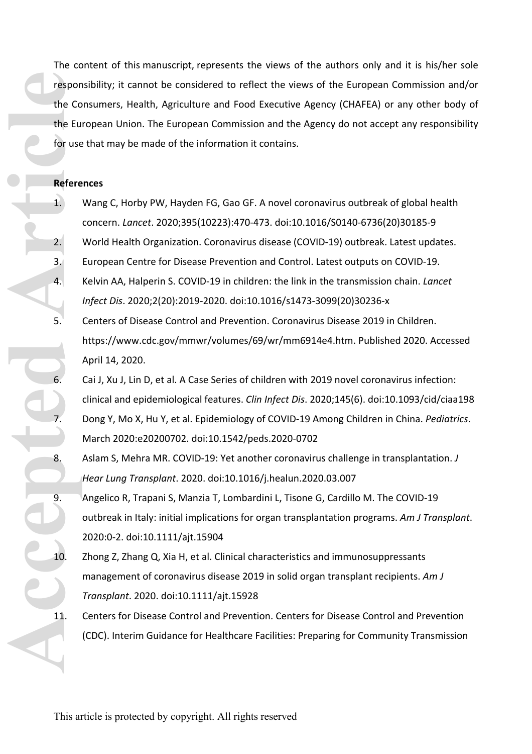The content of this manuscript, represents the views of the authors only and it is his/her sole responsibility; it cannot be considered to reflect the views of the European Commission and/or the Consumers, Health, Agriculture and Food Executive Agency (CHAFEA) or any other body of the European Union. The European Commission and the Agency do not accept any responsibility for use that may be made of the information it contains.

**References**

1. Wang C, Horby PW, Hayden FG, Gao GF. A novel coronavirus outbreak of global health concern. *Lancet*. 2020;395(10223):470-473. doi:10.1016/S0140-6736(20)30185-9
2. World Health Organization. Coronavirus disease (COVID-19) outbreak. Latest updates.
3. European Centre for Disease Prevention and Control. Latest outputs on COVID-19.
4. Kelvin AA, Halperin S. COVID-19 in children: the link in the transmission chain. *Lancet Infect Dis*. 2020;2(20):2019-2020. doi:10.1016/s1473-3099(20)30236-x
5. Centers of Disease Control and Prevention. Coronavirus Disease 2019 in Children. https://www.cdc.gov/mmwr/volumes/69/wr/mm6914e4.htm. Published 2020. Accessed April 14, 2020.
6. Cai J, Xu J, Lin D, et al. A Case Series of children with 2019 novel coronavirus infection: clinical and epidemiological features. *Clin Infect Dis*. 2020;145(6). doi:10.1093/cid/ciaa198
7. Dong Y, Mo X, Hu Y, et al. Epidemiology of COVID-19 Among Children in China. *Pediatrics*. March 2020:e20200702. doi:10.1542/peds.2020-0702
8. Aslam S, Mehra MR. COVID-19: Yet another coronavirus challenge in transplantation. *J Hear Lung Transplant*. 2020. doi:10.1016/j.healun.2020.03.007
9. Angelico R, Trapani S, Manzia T, Lombardini L, Tisone G, Cardillo M. The COVID-19 outbreak in Italy: initial implications for organ transplantation programs. *Am J Transplant*. 2020:0-2. doi:10.1111/ajt.15904
10. Zhong Z, Zhang Q, Xia H, et al. Clinical characteristics and immunosuppressants management of coronavirus disease 2019 in solid organ transplant recipients. *Am J Transplant*. 2020. doi:10.1111/ajt.15928
11. Centers for Disease Control and Prevention. Centers for Disease Control and Prevention (CDC). Interim Guidance for Healthcare Facilities: Preparing for Community Transmission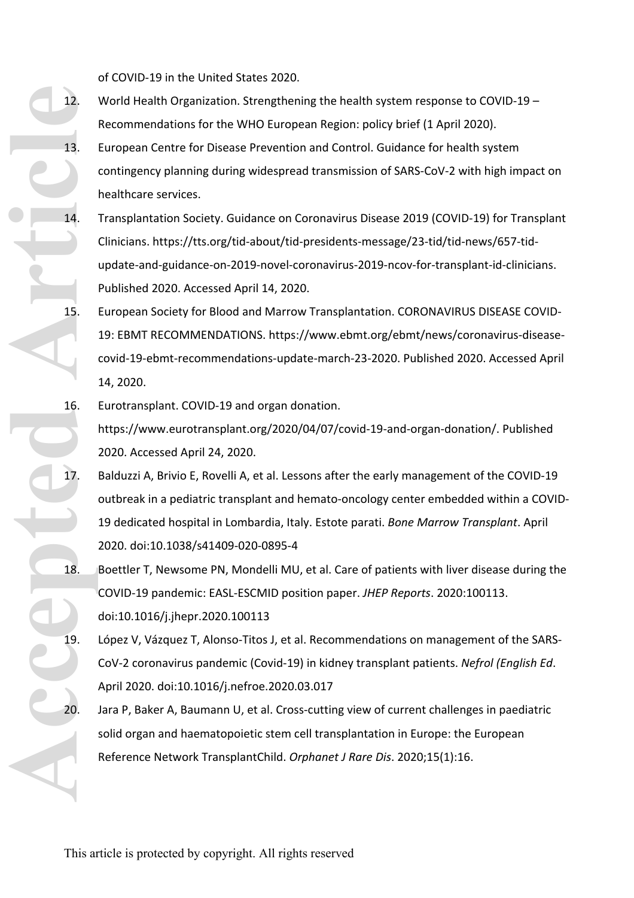of COVID-19 in the United States 2020.

12. World Health Organization. Strengthening the health system response to COVID-19 – Recommendations for the WHO European Region: policy brief (1 April 2020).
13. European Centre for Disease Prevention and Control. Guidance for health system contingency planning during widespread transmission of SARS-CoV-2 with high impact on healthcare services.
14. Transplantation Society. Guidance on Coronavirus Disease 2019 (COVID-19) for Transplant Clinicians. https://tts.org/tid-about/tid-presidents-message/23-tid/tid-news/657-tid-update-and-guidance-on-2019-novel-coronavirus-2019-ncov-for-transplant-id-clinicians. Published 2020. Accessed April 14, 2020.
15. European Society for Blood and Marrow Transplantation. CORONAVIRUS DISEASE COVID-19: EBMT RECOMMENDATIONS. https://www.ebmt.org/ebmt/news/coronavirus-disease-covid-19-ebmt-recommendations-update-march-23-2020. Published 2020. Accessed April 14, 2020.
16. Eurotransplant. COVID-19 and organ donation. https://www.eurotransplant.org/2020/04/07/covid-19-and-organ-donation/. Published 2020. Accessed April 24, 2020.
17. Balduzzi A, Brivio E, Rovelli A, et al. Lessons after the early management of the COVID-19 outbreak in a pediatric transplant and hemato-oncology center embedded within a COVID-19 dedicated hospital in Lombardia, Italy. Estote parati. *Bone Marrow Transplant*. April 2020. doi:10.1038/s41409-020-0895-4
18. Boettler T, Newsome PN, Mondelli MU, et al. Care of patients with liver disease during the COVID-19 pandemic: EASL-ESCMID position paper. *JHEP Reports*. 2020:100113. doi:10.1016/j.jhepr.2020.100113
19. López V, Vázquez T, Alonso-Titos J, et al. Recommendations on management of the SARS-CoV-2 coronavirus pandemic (Covid-19) in kidney transplant patients. *Nefrol (English Ed*. April 2020. doi:10.1016/j.nefroe.2020.03.017
20. Jara P, Baker A, Baumann U, et al. Cross-cutting view of current challenges in paediatric solid organ and haematopoietic stem cell transplantation in Europe: the European Reference Network TransplantChild. *Orphanet J Rare Dis*. 2020;15(1):16.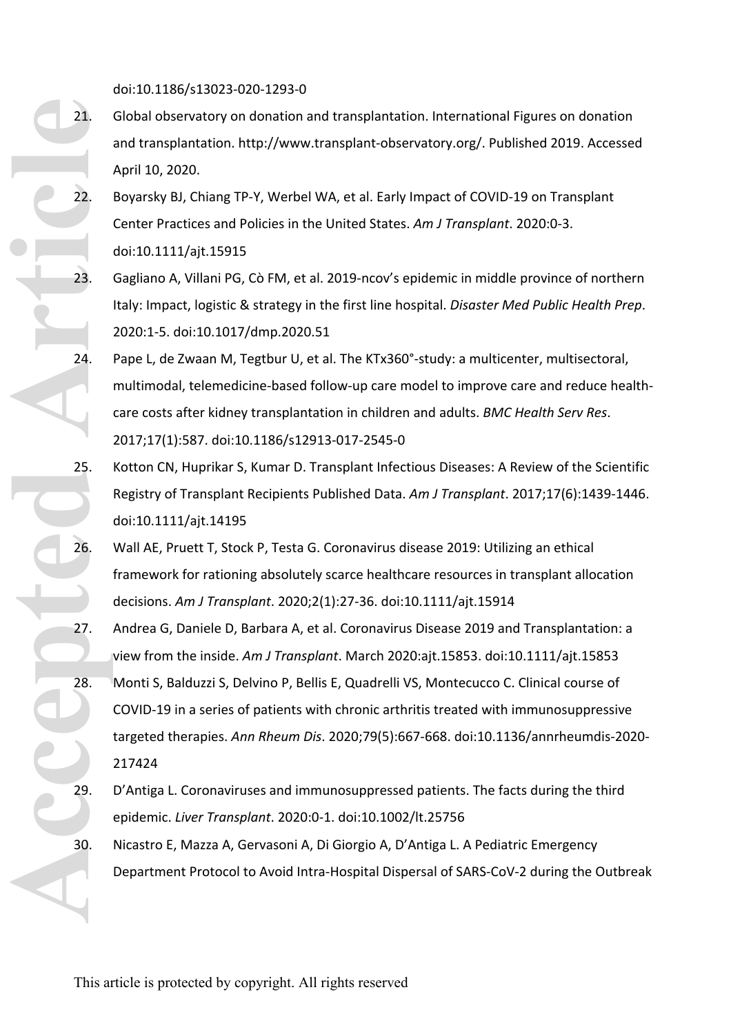doi:10.1186/s13023-020-1293-0

21. Global observatory on donation and transplantation. International Figures on donation and transplantation. http://www.transplant-observatory.org/. Published 2019. Accessed April 10, 2020.
22. Boyarsky BJ, Chiang TP-Y, Werbel WA, et al. Early Impact of COVID-19 on Transplant Center Practices and Policies in the United States. *Am J Transplant*. 2020:0-3. doi:10.1111/ajt.15915
23. Gagliano A, Villani PG, Cò FM, et al. 2019-ncov's epidemic in middle province of northern Italy: Impact, logistic & strategy in the first line hospital. *Disaster Med Public Health Prep*. 2020:1-5. doi:10.1017/dmp.2020.51
24. Pape L, de Zwaan M, Tegtbur U, et al. The KTx360°-study: a multicenter, multisectoral, multimodal, telemedicine-based follow-up care model to improve care and reduce health-care costs after kidney transplantation in children and adults. *BMC Health Serv Res*. 2017;17(1):587. doi:10.1186/s12913-017-2545-0
25. Kotton CN, Huprikar S, Kumar D. Transplant Infectious Diseases: A Review of the Scientific Registry of Transplant Recipients Published Data. *Am J Transplant*. 2017;17(6):1439-1446. doi:10.1111/ajt.14195
26. Wall AE, Pruett T, Stock P, Testa G. Coronavirus disease 2019: Utilizing an ethical framework for rationing absolutely scarce healthcare resources in transplant allocation decisions. *Am J Transplant*. 2020;2(1):27-36. doi:10.1111/ajt.15914
27. Andrea G, Daniele D, Barbara A, et al. Coronavirus Disease 2019 and Transplantation: a view from the inside. *Am J Transplant*. March 2020:ajt.15853. doi:10.1111/ajt.15853
28. Monti S, Balduzzi S, Delvino P, Bellis E, Quadrelli VS, Montecucco C. Clinical course of COVID-19 in a series of patients with chronic arthritis treated with immunosuppressive targeted therapies. *Ann Rheum Dis*. 2020;79(5):667-668. doi:10.1136/annrheumdis-2020-217424
29. D'Antiga L. Coronaviruses and immunosuppressed patients. The facts during the third epidemic. *Liver Transplant*. 2020:0-1. doi:10.1002/lt.25756
30. Nicastro E, Mazza A, Gervasoni A, Di Giorgio A, D'Antiga L. A Pediatric Emergency Department Protocol to Avoid Intra-Hospital Dispersal of SARS-CoV-2 during the Outbreak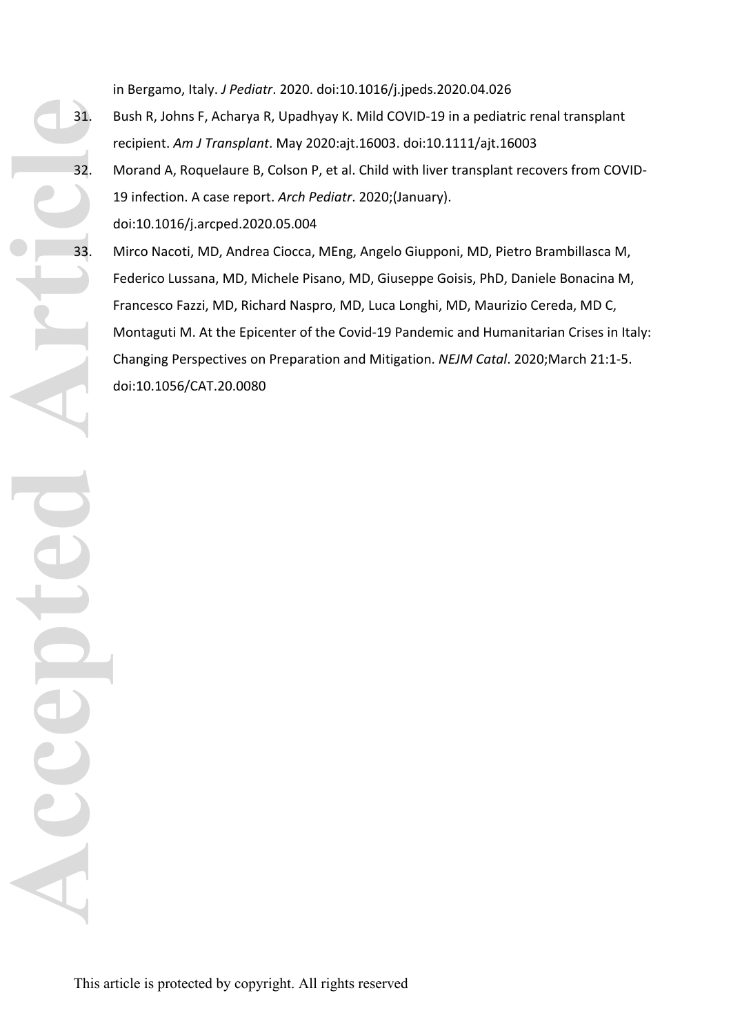in Bergamo, Italy. *J Pediatr*. 2020. doi:10.1016/j.jpeds.2020.04.026

31. Bush R, Johns F, Acharya R, Upadhyay K. Mild COVID-19 in a pediatric renal transplant recipient. *Am J Transplant*. May 2020:ajt.16003. doi:10.1111/ajt.16003
32. Morand A, Roquelaure B, Colson P, et al. Child with liver transplant recovers from COVID-19 infection. A case report. *Arch Pediatr*. 2020;(January). doi:10.1016/j.arcped.2020.05.004
33. Mirco Nacoti, MD, Andrea Ciocca, MEng, Angelo Giupponi, MD, Pietro Brambillasca M, Federico Lussana, MD, Michele Pisano, MD, Giuseppe Goisis, PhD, Daniele Bonacina M, Francesco Fazzi, MD, Richard Naspro, MD, Luca Longhi, MD, Maurizio Cereda, MD C, Montaguti M. At the Epicenter of the Covid-19 Pandemic and Humanitarian Crises in Italy: Changing Perspectives on Preparation and Mitigation. *NEJM Catal*. 2020;March 21:1-5. doi:10.1056/CAT.20.0080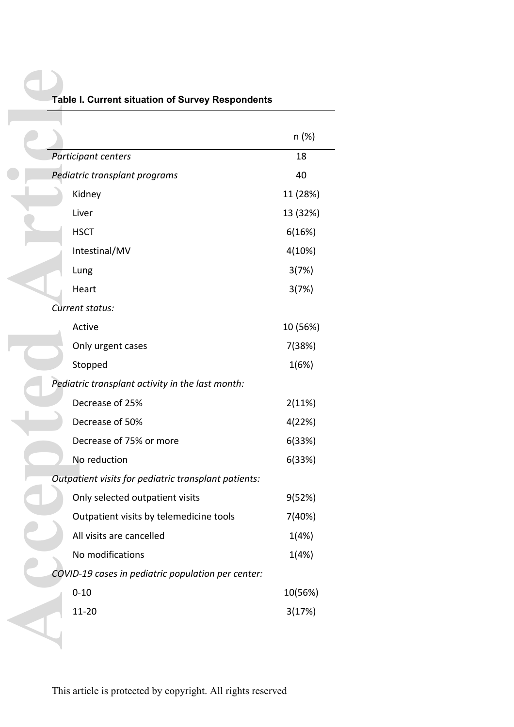**Table I. Current situation of Survey Respondents**

| | n (%) |
|---|---|
| *Participant centers* | 18 |
| *Pediatric transplant programs* | 40 |
| Kidney | 11 (28%) |
| Liver | 13 (32%) |
| HSCT | 6(16%) |
| Intestinal/MV | 4(10%) |
| Lung | 3(7%) |
| Heart | 3(7%) |
| *Current status:* | |
| Active | 10 (56%) |
| Only urgent cases | 7(38%) |
| Stopped | 1(6%) |
| *Pediatric transplant activity in the last month:* | |
| Decrease of 25% | 2(11%) |
| Decrease of 50% | 4(22%) |
| Decrease of 75% or more | 6(33%) |
| No reduction | 6(33%) |
| *Outpatient visits for pediatric transplant patients:* | |
| Only selected outpatient visits | 9(52%) |
| Outpatient visits by telemedicine tools | 7(40%) |
| All visits are cancelled | 1(4%) |
| No modifications | 1(4%) |
| *COVID-19 cases in pediatric population per center:* | |
| 0-10 | 10(56%) |
| 11-20 | 3(17%) |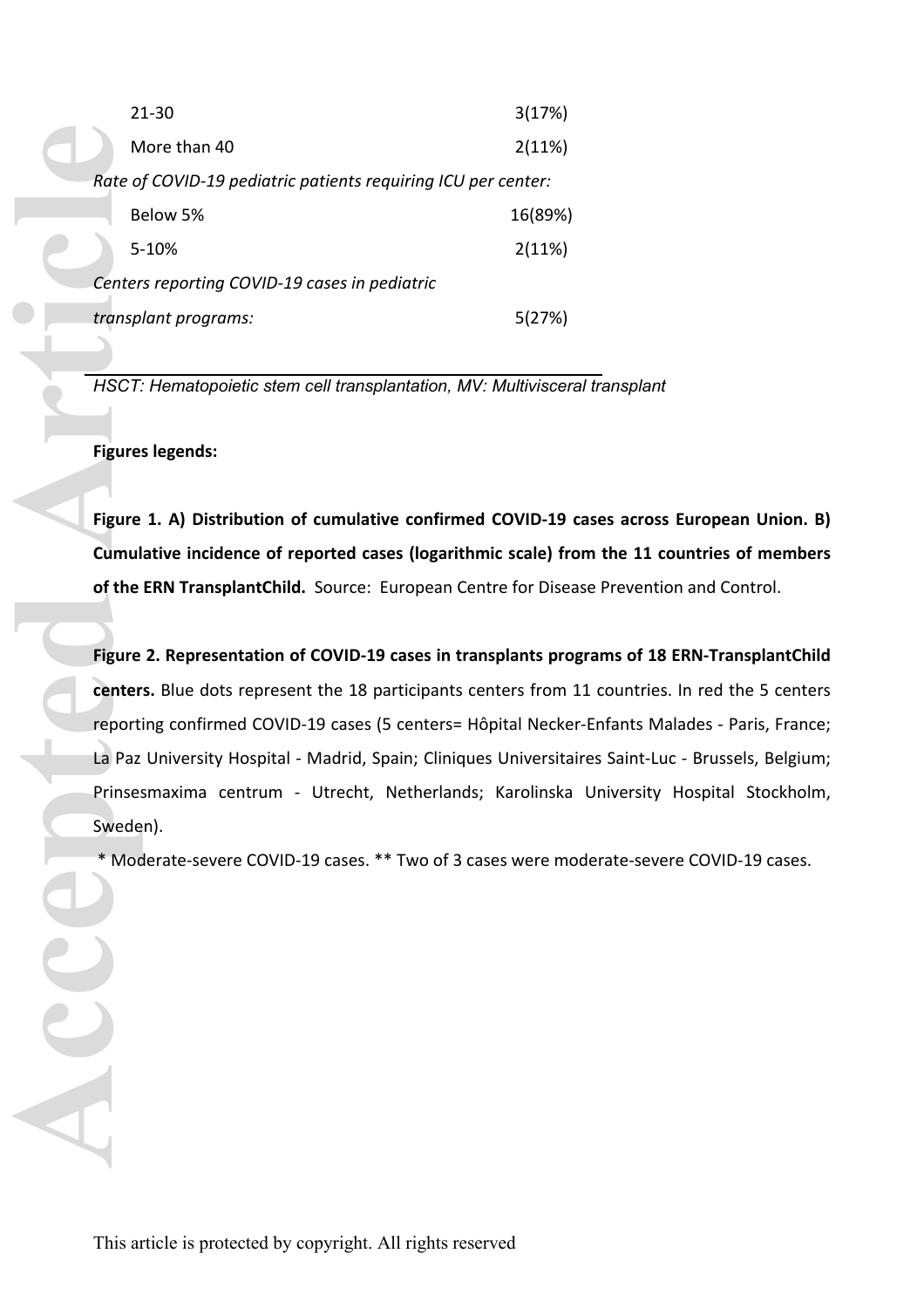| | |
|---|---|
| 21-30 | 3(17%) |
| More than 40 | 2(11%) |
| *Rate of COVID-19 pediatric patients requiring ICU per center:* | |
| Below 5% | 16(89%) |
| 5-10% | 2(11%) |
| *Centers reporting COVID-19 cases in pediatric transplant programs:* | 5(27%) |

*HSCT: Hematopoietic stem cell transplantation, MV: Multivisceral transplant*

**Figures legends:**

**Figure 1. A) Distribution of cumulative confirmed COVID-19 cases across European Union. B) Cumulative incidence of reported cases (logarithmic scale) from the 11 countries of members of the ERN TransplantChild.** Source: European Centre for Disease Prevention and Control.

**Figure 2. Representation of COVID-19 cases in transplants programs of 18 ERN-TransplantChild centers.** Blue dots represent the 18 participants centers from 11 countries. In red the 5 centers reporting confirmed COVID-19 cases (5 centers= Hôpital Necker-Enfants Malades - Paris, France; La Paz University Hospital - Madrid, Spain; Cliniques Universitaires Saint-Luc - Brussels, Belgium; Prinsesmaxima centrum - Utrecht, Netherlands; Karolinska University Hospital Stockholm, Sweden).

\* Moderate-severe COVID-19 cases. ** Two of 3 cases were moderate-severe COVID-19 cases.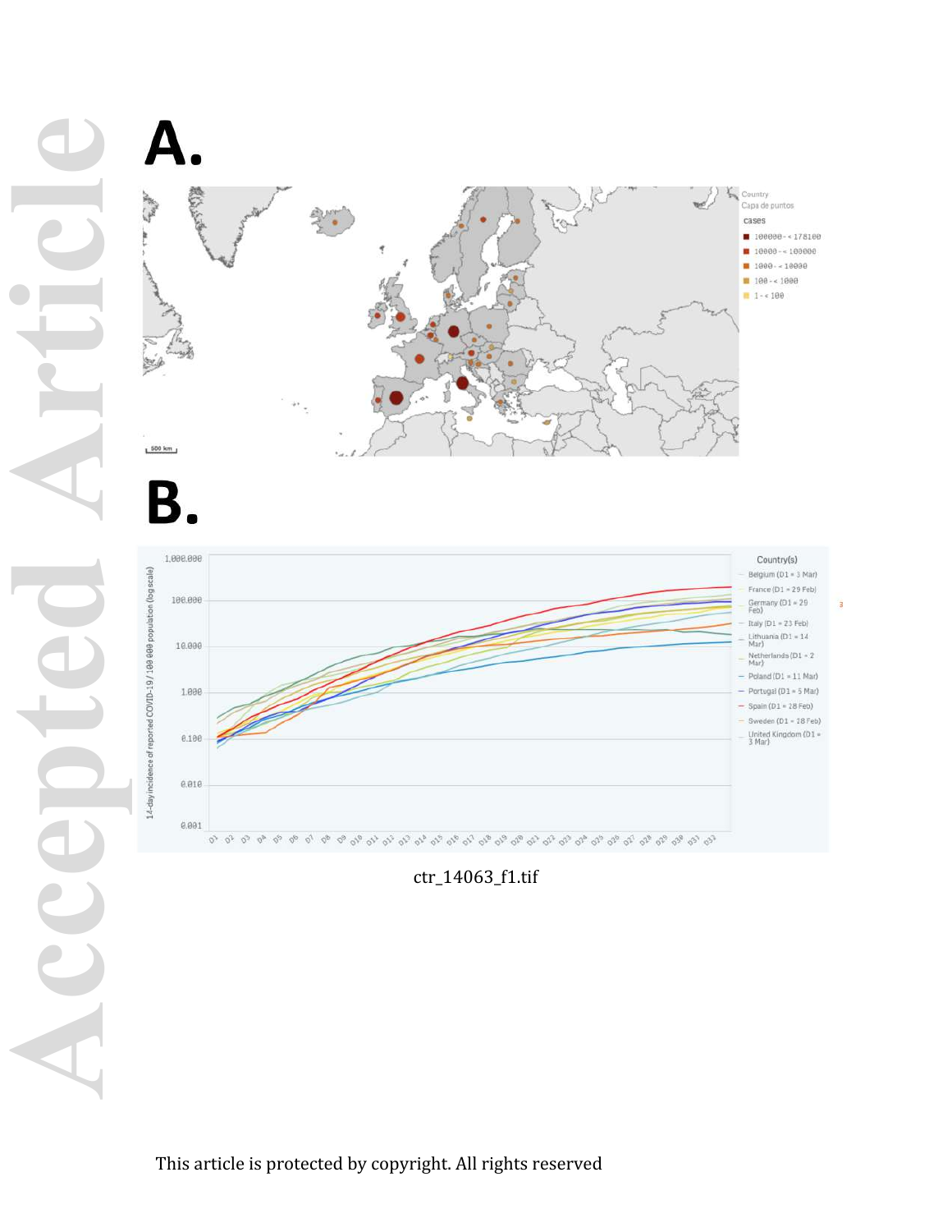**A.**

**B.**

ctr_14063_f1.tif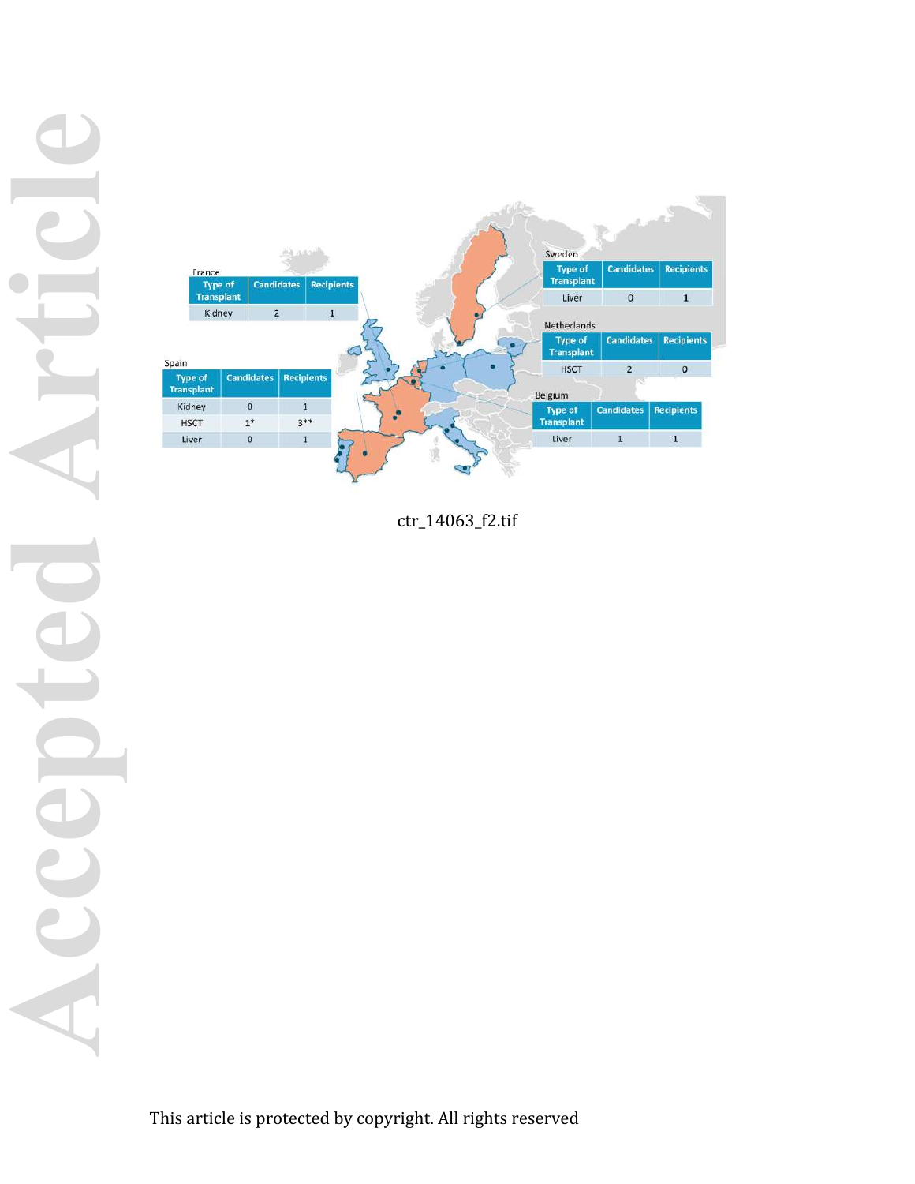France

| Type of Transplant | Candidates | Recipients |
|---|---|---|
| Kidney | 2 | 1 |

Spain

| Type of Transplant | Candidates | Recipients |
|---|---|---|
| Kidney | 0 | 1 |
| HSCT | 1* | 3** |
| Liver | 0 | 1 |

Sweden

| Type of Transplant | Candidates | Recipients |
|---|---|---|
| Liver | 0 | 1 |

Netherlands

| Type of Transplant | Candidates | Recipients |
|---|---|---|
| HSCT | 2 | 0 |

Belgium

| Type of Transplant | Candidates | Recipients |
|---|---|---|
| Liver | 1 | 1 |

ctr_14063_f2.tif